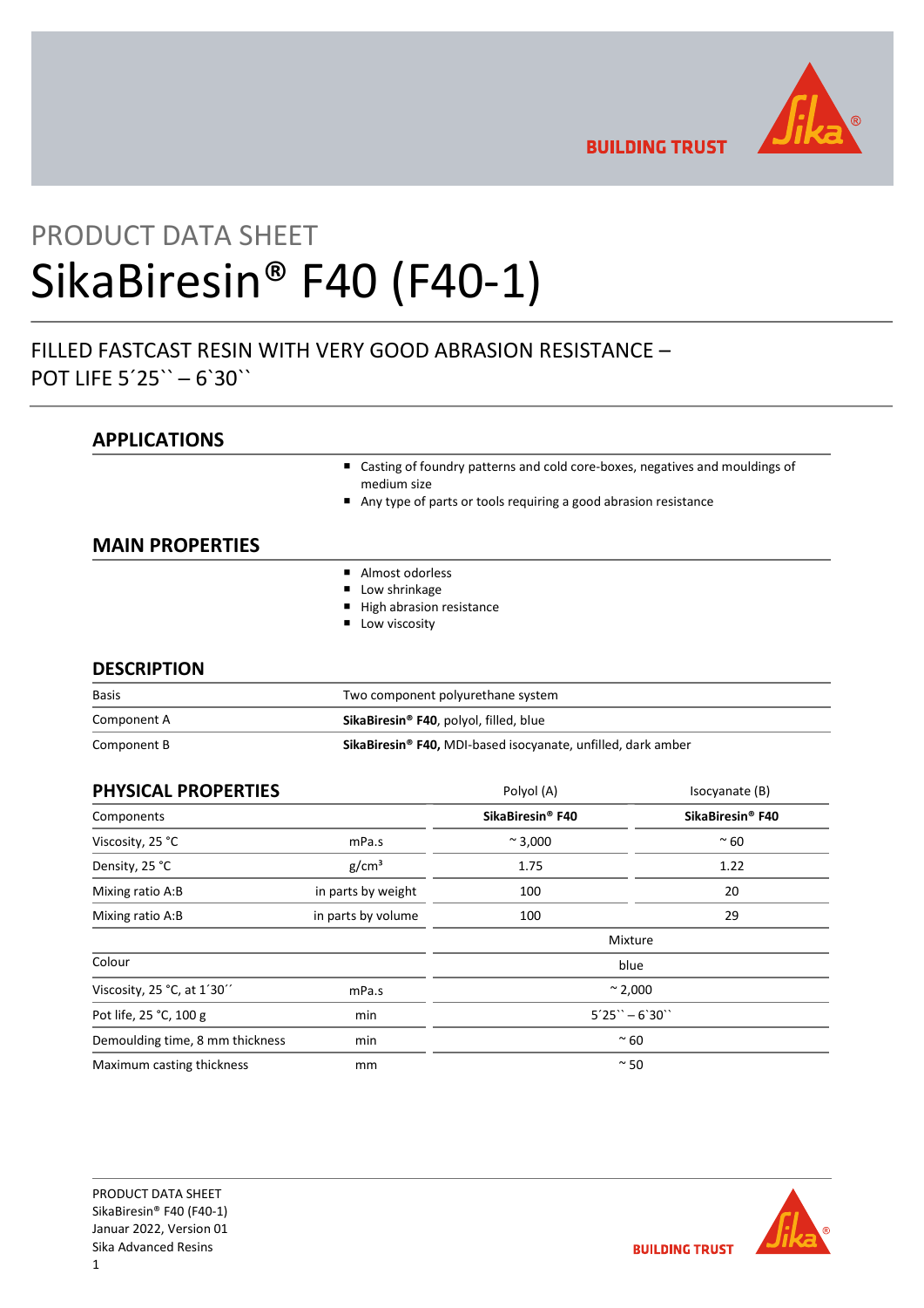PRODUCT DATA SHEET

# SikaBiresin® F40 (F40-1)

## FILLED FASTCAST RESIN WITH VERY GOOD ABRASION RESISTANCE – POT LIFE 5´25`` – 6`30``

## APPLICATIONS

- Casting of foundry patterns and cold core-boxes, negatives and mouldings of medium size
- Any type of parts or tools requiring a good abrasion resistance

## MAIN PROPERTIES

- Almost odorless
- Low shrinkage
- High abrasion resistance
- Low viscosity

## DESCRIPTION

| | |
|---|---|
| Basis | Two component polyurethane system |
| Component A | **SikaBiresin® F40**, polyol, filled, blue |
| Component B | **SikaBiresin® F40,** MDI-based isocyanate, unfilled, dark amber |

## PHYSICAL PROPERTIES

| | | Polyol (A) | Isocyanate (B) |
|---|---|---|---|
| Components | | **SikaBiresin® F40** | **SikaBiresin® F40** |
| Viscosity, 25 °C | mPa.s | ~ 3,000 | ~ 60 |
| Density, 25 °C | g/cm³ | 1.75 | 1.22 |
| Mixing ratio A:B | in parts by weight | 100 | 20 |
| Mixing ratio A:B | in parts by volume | 100 | 29 |
| | | Mixture | |
| Colour | | blue | |
| Viscosity, 25 °C, at 1´30´´ | mPa.s | ~ 2,000 | |
| Pot life, 25 °C, 100 g | min | 5´25`` – 6`30`` | |
| Demoulding time, 8 mm thickness | min | ~ 60 | |
| Maximum casting thickness | mm | ~ 50 | |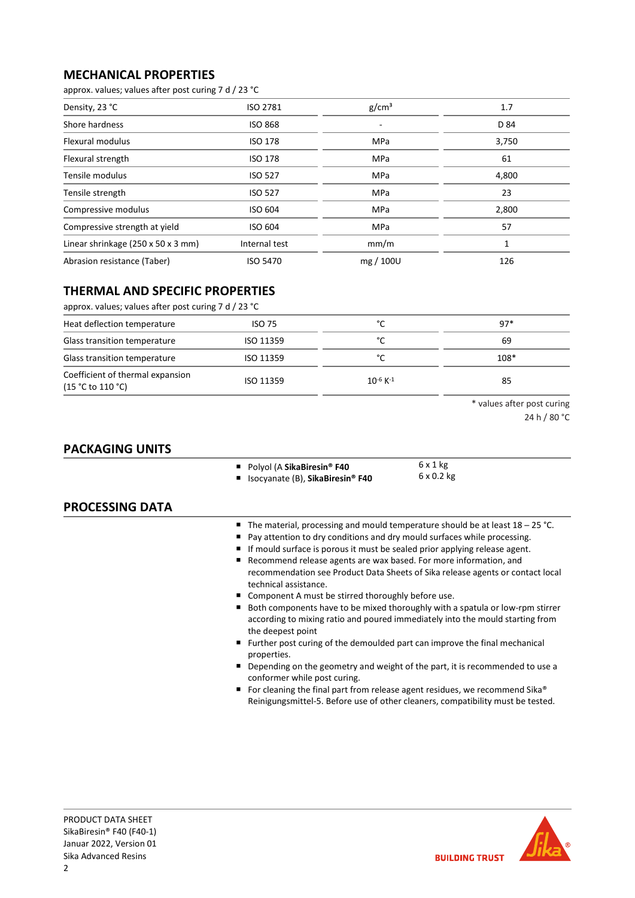## MECHANICAL PROPERTIES

approx. values; values after post curing 7 d / 23 °C

| Property | Standard | Unit | Value |
|---|---|---|---|
| Density, 23 °C | ISO 2781 | g/cm³ | 1.7 |
| Shore hardness | ISO 868 | - | D 84 |
| Flexural modulus | ISO 178 | MPa | 3,750 |
| Flexural strength | ISO 178 | MPa | 61 |
| Tensile modulus | ISO 527 | MPa | 4,800 |
| Tensile strength | ISO 527 | MPa | 23 |
| Compressive modulus | ISO 604 | MPa | 2,800 |
| Compressive strength at yield | ISO 604 | MPa | 57 |
| Linear shrinkage (250 x 50 x 3 mm) | Internal test | mm/m | 1 |
| Abrasion resistance (Taber) | ISO 5470 | mg / 100U | 126 |

## THERMAL AND SPECIFIC PROPERTIES

approx. values; values after post curing 7 d / 23 °C

| Property | Standard | Unit | Value |
|---|---|---|---|
| Heat deflection temperature | ISO 75 | °C | 97* |
| Glass transition temperature | ISO 11359 | °C | 69 |
| Glass transition temperature | ISO 11359 | °C | 108* |
| Coefficient of thermal expansion (15 °C to 110 °C) | ISO 11359 | $10^{-6}$ $K^{-1}$ | 85 |

\* values after post curing 24 h / 80 °C

## PACKAGING UNITS

- Polyol (A **SikaBiresin® F40** — 6 x 1 kg
- Isocyanate (B), **SikaBiresin® F40** — 6 x 0.2 kg

## PROCESSING DATA

- The material, processing and mould temperature should be at least 18 – 25 °C.
- Pay attention to dry conditions and dry mould surfaces while processing.
- If mould surface is porous it must be sealed prior applying release agent.
- Recommend release agents are wax based. For more information, and recommendation see Product Data Sheets of Sika release agents or contact local technical assistance.
- Component A must be stirred thoroughly before use.
- Both components have to be mixed thoroughly with a spatula or low-rpm stirrer according to mixing ratio and poured immediately into the mould starting from the deepest point
- Further post curing of the demoulded part can improve the final mechanical properties.
- Depending on the geometry and weight of the part, it is recommended to use a conformer while post curing.
- For cleaning the final part from release agent residues, we recommend Sika® Reinigungsmittel-5. Before use of other cleaners, compatibility must be tested.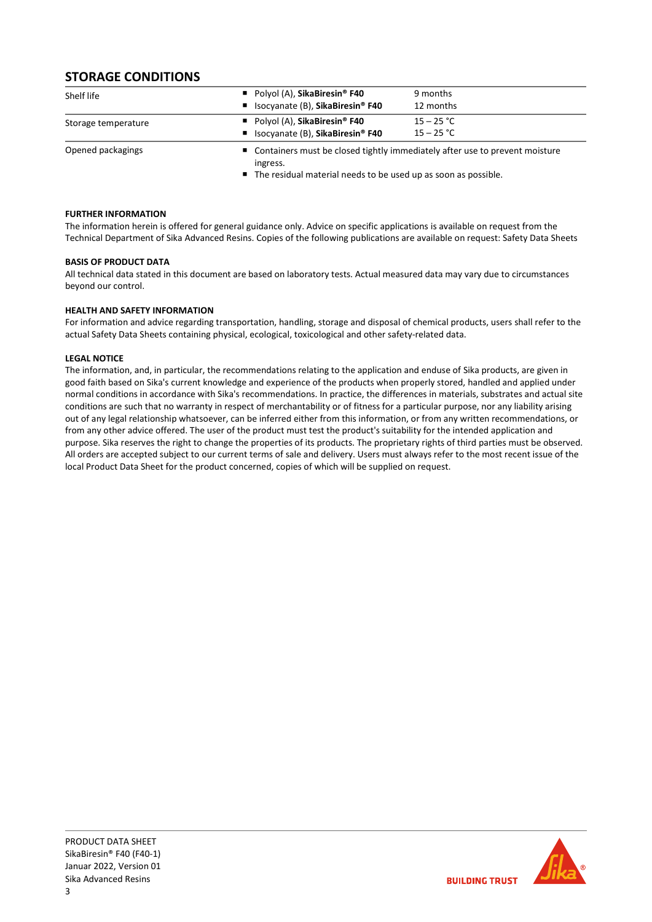## STORAGE CONDITIONS

| | | |
|---|---|---|
| Shelf life | ■ Polyol (A), **SikaBiresin® F40**<br>■ Isocyanate (B), **SikaBiresin® F40** | 9 months<br>12 months |
| Storage temperature | ■ Polyol (A), **SikaBiresin® F40**<br>■ Isocyanate (B), **SikaBiresin® F40** | 15 – 25 °C<br>15 – 25 °C |
| Opened packagings | ■ Containers must be closed tightly immediately after use to prevent moisture ingress.<br>■ The residual material needs to be used up as soon as possible. | |

**FURTHER INFORMATION**

The information herein is offered for general guidance only. Advice on specific applications is available on request from the Technical Department of Sika Advanced Resins. Copies of the following publications are available on request: Safety Data Sheets

**BASIS OF PRODUCT DATA**

All technical data stated in this document are based on laboratory tests. Actual measured data may vary due to circumstances beyond our control.

**HEALTH AND SAFETY INFORMATION**

For information and advice regarding transportation, handling, storage and disposal of chemical products, users shall refer to the actual Safety Data Sheets containing physical, ecological, toxicological and other safety-related data.

**LEGAL NOTICE**

The information, and, in particular, the recommendations relating to the application and enduse of Sika products, are given in good faith based on Sika's current knowledge and experience of the products when properly stored, handled and applied under normal conditions in accordance with Sika's recommendations. In practice, the differences in materials, substrates and actual site conditions are such that no warranty in respect of merchantability or of fitness for a particular purpose, nor any liability arising out of any legal relationship whatsoever, can be inferred either from this information, or from any written recommendations, or from any other advice offered. The user of the product must test the product's suitability for the intended application and purpose. Sika reserves the right to change the properties of its products. The proprietary rights of third parties must be observed. All orders are accepted subject to our current terms of sale and delivery. Users must always refer to the most recent issue of the local Product Data Sheet for the product concerned, copies of which will be supplied on request.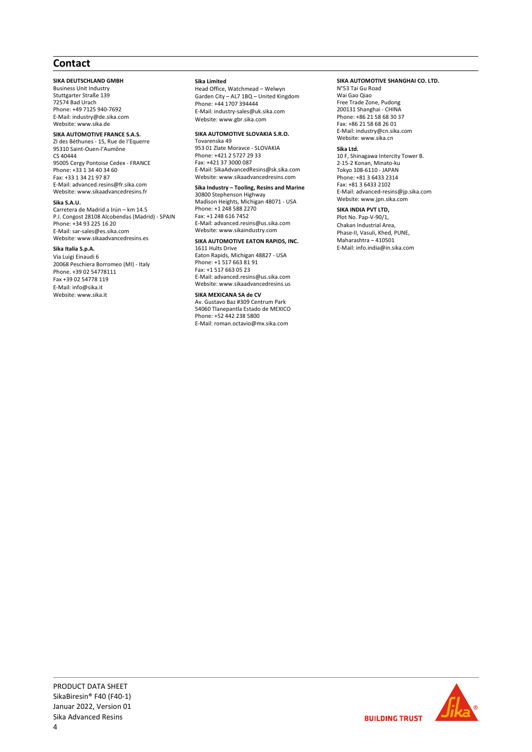## Contact

**SIKA DEUTSCHLAND GMBH**
Business Unit Industry
Stuttgarter Straße 139
72574 Bad Urach
Phone: +49 7125 940-7692
E-Mail: industry@de.sika.com
Website: www.sika.de

**SIKA AUTOMOTIVE FRANCE S.A.S.**
ZI des Béthunes - 15, Rue de l'Equerre
95310 Saint-Ouen-l'Aumône
CS 40444
95005 Cergy Pontoise Cedex - FRANCE
Phone: +33 1 34 40 34 60
Fax: +33 1 34 21 97 87
E-Mail: advanced.resins@fr.sika.com
Website: www.sikaadvancedresins.fr

**Sika S.A.U.**
Carretera de Madrid a Irún – km 14.5
P.I. Congost 28108 Alcobendas (Madrid) - SPAIN
Phone: +34 93 225 16 20
E-Mail: sar-sales@es.sika.com
Website: www.sikaadvancedresins.es

**Sika Italia S.p.A.**
Via Luigi Einaudi 6
20068 Peschiera Borromeo (MI) - Italy
Phone. +39 02 54778111
Fax +39 02 54778 119
E-Mail: info@sika.it
Website: www.sika.it

**Sika Limited**
Head Office, Watchmead – Welwyn
Garden City – AL7 1BQ – United Kingdom
Phone: +44 1707 394444
E-Mail: industry-sales@uk.sika.com
Website: www.gbr.sika.com

**SIKA AUTOMOTIVE SLOVAKIA S.R.O.**
Tovarenska 49
953 01 Zlate Moravce - SLOVAKIA
Phone: +421 2 5727 29 33
Fax: +421 37 3000 087
E-Mail: SikaAdvancedResins@sk.sika.com
Website: www.sikaadvancedresins.com

**Sika Industry – Tooling, Resins and Marine**
30800 Stephenson Highway
Madison Heights, Michigan 48071 - USA
Phone: +1 248 588 2270
Fax: +1 248 616 7452
E-Mail: advanced.resins@us.sika.com
Website: www.sikaindustry.com

**SIKA AUTOMOTIVE EATON RAPIDS, INC.**
1611 Hults Drive
Eaton Rapids, Michigan 48827 - USA
Phone: +1 517 663 81 91
Fax: +1 517 663 05 23
E-Mail: advanced.resins@us.sika.com
Website: www.sikaadvancedresins.us

**SIKA MEXICANA SA de CV**
Av. Gustavo Baz #309 Centrum Park
54060 Tlanepantla Estado de MEXICO
Phone: +52 442 238 5800
E-Mail: roman.octavio@mx.sika.com

**SIKA AUTOMOTIVE SHANGHAI CO. LTD.**
N°53 Tai Gu Road
Wai Gao Qiao
Free Trade Zone, Pudong
200131 Shanghai - CHINA
Phone: +86 21 58 68 30 37
Fax: +86 21 58 68 26 01
E-Mail: industry@cn.sika.com
Website: www.sika.cn

**Sika Ltd.**
10 F, Shinagawa Intercity Tower B.
2-15-2 Konan, Minato-ku
Tokyo 108-6110 - JAPAN
Phone: +81 3 6433 2314
Fax: +81 3 6433 2102
E-Mail: advanced-resins@jp.sika.com
Website: www.jpn.sika.com

**SIKA INDIA PVT LTD,**
Plot No. Pap-V-90/1,
Chakan Industrial Area,
Phase-II, Vasuli, Khed, PUNE,
Maharashtra – 410501
E-Mail: info.india@in.sika.com

PRODUCT DATA SHEET
SikaBiresin® F40 (F40-1)
Januar 2022, Version 01
Sika Advanced Resins